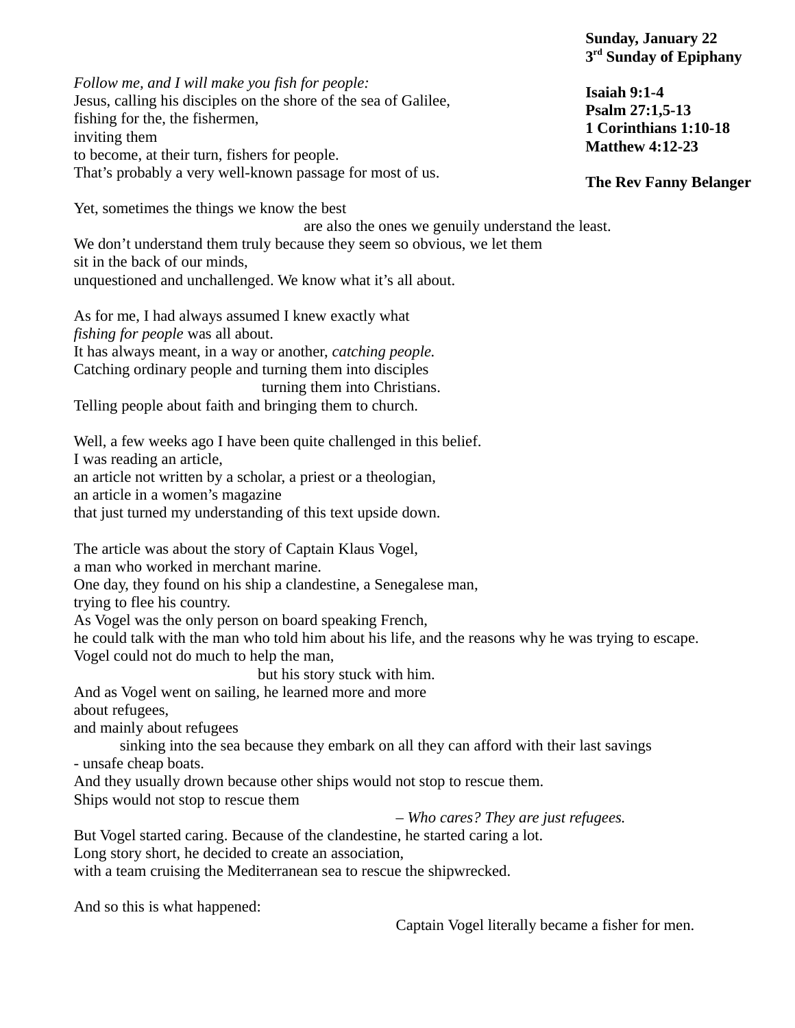**Sunday, January 22**
**3rd Sunday of Epiphany**

**Isaiah 9:1-4**
**Psalm 27:1,5-13**
**1 Corinthians 1:10-18**
**Matthew 4:12-23**

**The Rev Fanny Belanger**

*Follow me, and I will make you fish for people:*
Jesus, calling his disciples on the shore of the sea of Galilee,
fishing for the, the fishermen,
inviting them
to become, at their turn, fishers for people.
That's probably a very well-known passage for most of us.

Yet, sometimes the things we know the best
are also the ones we genuily understand the least.
We don't understand them truly because they seem so obvious, we let them
sit in the back of our minds,
unquestioned and unchallenged. We know what it's all about.

As for me, I had always assumed I knew exactly what
*fishing for people* was all about.
It has always meant, in a way or another, *catching people.*
Catching ordinary people and turning them into disciples
turning them into Christians.
Telling people about faith and bringing them to church.

Well, a few weeks ago I have been quite challenged in this belief.
I was reading an article,
an article not written by a scholar, a priest or a theologian,
an article in a women's magazine
that just turned my understanding of this text upside down.

The article was about the story of Captain Klaus Vogel,
a man who worked in merchant marine.
One day, they found on his ship a clandestine, a Senegalese man,
trying to flee his country.
As Vogel was the only person on board speaking French,
he could talk with the man who told him about his life, and the reasons why he was trying to escape.
Vogel could not do much to help the man,
but his story stuck with him.
And as Vogel went on sailing, he learned more and more
about refugees,
and mainly about refugees
sinking into the sea because they embark on all they can afford with their last savings
- unsafe cheap boats.
And they usually drown because other ships would not stop to rescue them.
Ships would not stop to rescue them
*– Who cares? They are just refugees.*
But Vogel started caring. Because of the clandestine, he started caring a lot.
Long story short, he decided to create an association,
with a team cruising the Mediterranean sea to rescue the shipwrecked.

And so this is what happened:
Captain Vogel literally became a fisher for men.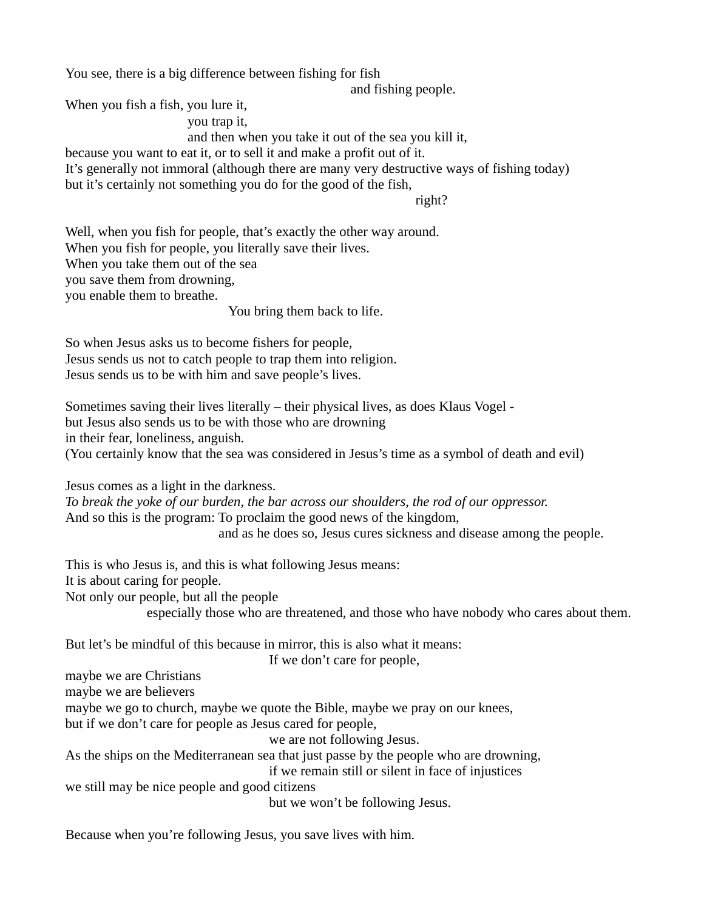You see, there is a big difference between fishing for fish
and fishing people.
When you fish a fish, you lure it,
you trap it,
and then when you take it out of the sea you kill it,
because you want to eat it, or to sell it and make a profit out of it.
It's generally not immoral (although there are many very destructive ways of fishing today)
but it's certainly not something you do for the good of the fish,
right?

Well, when you fish for people, that's exactly the other way around.
When you fish for people, you literally save their lives.
When you take them out of the sea
you save them from drowning,
you enable them to breathe.
You bring them back to life.

So when Jesus asks us to become fishers for people,
Jesus sends us not to catch people to trap them into religion.
Jesus sends us to be with him and save people's lives.

Sometimes saving their lives literally – their physical lives, as does Klaus Vogel -
but Jesus also sends us to be with those who are drowning
in their fear, loneliness, anguish.
(You certainly know that the sea was considered in Jesus's time as a symbol of death and evil)

Jesus comes as a light in the darkness.
*To break the yoke of our burden, the bar across our shoulders, the rod of our oppressor.*
And so this is the program: To proclaim the good news of the kingdom,
and as he does so, Jesus cures sickness and disease among the people.

This is who Jesus is, and this is what following Jesus means:
It is about caring for people.
Not only our people, but all the people
especially those who are threatened, and those who have nobody who cares about them.

But let's be mindful of this because in mirror, this is also what it means:
If we don't care for people,
maybe we are Christians
maybe we are believers
maybe we go to church, maybe we quote the Bible, maybe we pray on our knees,
but if we don't care for people as Jesus cared for people,
we are not following Jesus.
As the ships on the Mediterranean sea that just passe by the people who are drowning,
if we remain still or silent in face of injustices
we still may be nice people and good citizens
but we won't be following Jesus.

Because when you're following Jesus, you save lives with him.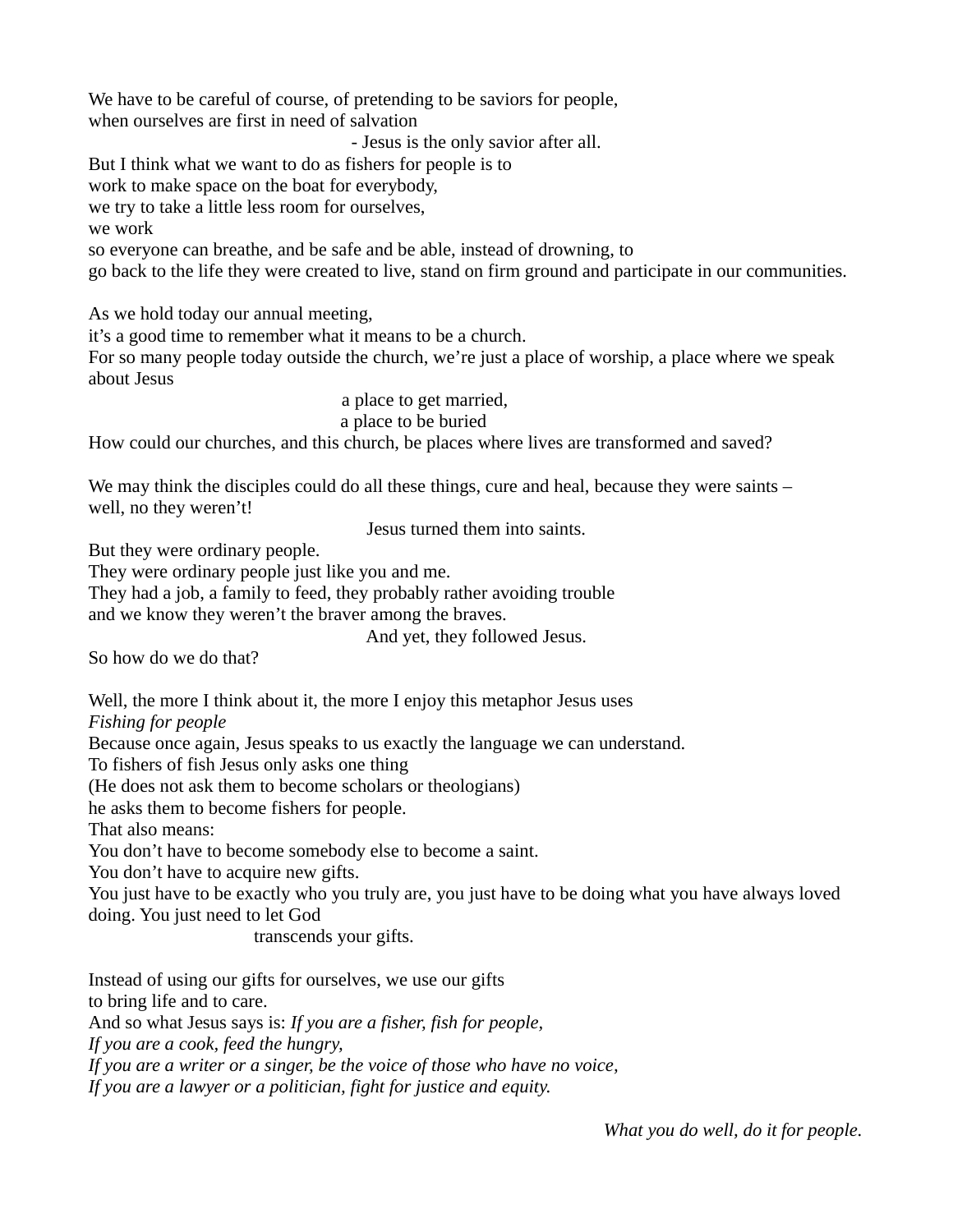We have to be careful of course, of pretending to be saviors for people,
when ourselves are first in need of salvation
- Jesus is the only savior after all.
But I think what we want to do as fishers for people is to
work to make space on the boat for everybody,
we try to take a little less room for ourselves,
we work
so everyone can breathe, and be safe and be able, instead of drowning, to
go back to the life they were created to live, stand on firm ground and participate in our communities.

As we hold today our annual meeting,
it's a good time to remember what it means to be a church.
For so many people today outside the church, we're just a place of worship, a place where we speak about Jesus
a place to get married,
a place to be buried
How could our churches, and this church, be places where lives are transformed and saved?

We may think the disciples could do all these things, cure and heal, because they were saints –
well, no they weren't!
Jesus turned them into saints.
But they were ordinary people.
They were ordinary people just like you and me.
They had a job, a family to feed, they probably rather avoiding trouble
and we know they weren't the braver among the braves.
And yet, they followed Jesus.
So how do we do that?

Well, the more I think about it, the more I enjoy this metaphor Jesus uses
*Fishing for people*
Because once again, Jesus speaks to us exactly the language we can understand.
To fishers of fish Jesus only asks one thing
(He does not ask them to become scholars or theologians)
he asks them to become fishers for people.
That also means:
You don't have to become somebody else to become a saint.
You don't have to acquire new gifts.
You just have to be exactly who you truly are, you just have to be doing what you have always loved doing. You just need to let God
transcends your gifts.

Instead of using our gifts for ourselves, we use our gifts
to bring life and to care.
And so what Jesus says is: *If you are a fisher, fish for people,*
*If you are a cook, feed the hungry,*
*If you are a writer or a singer, be the voice of those who have no voice,*
*If you are a lawyer or a politician, fight for justice and equity.*

*What you do well, do it for people.*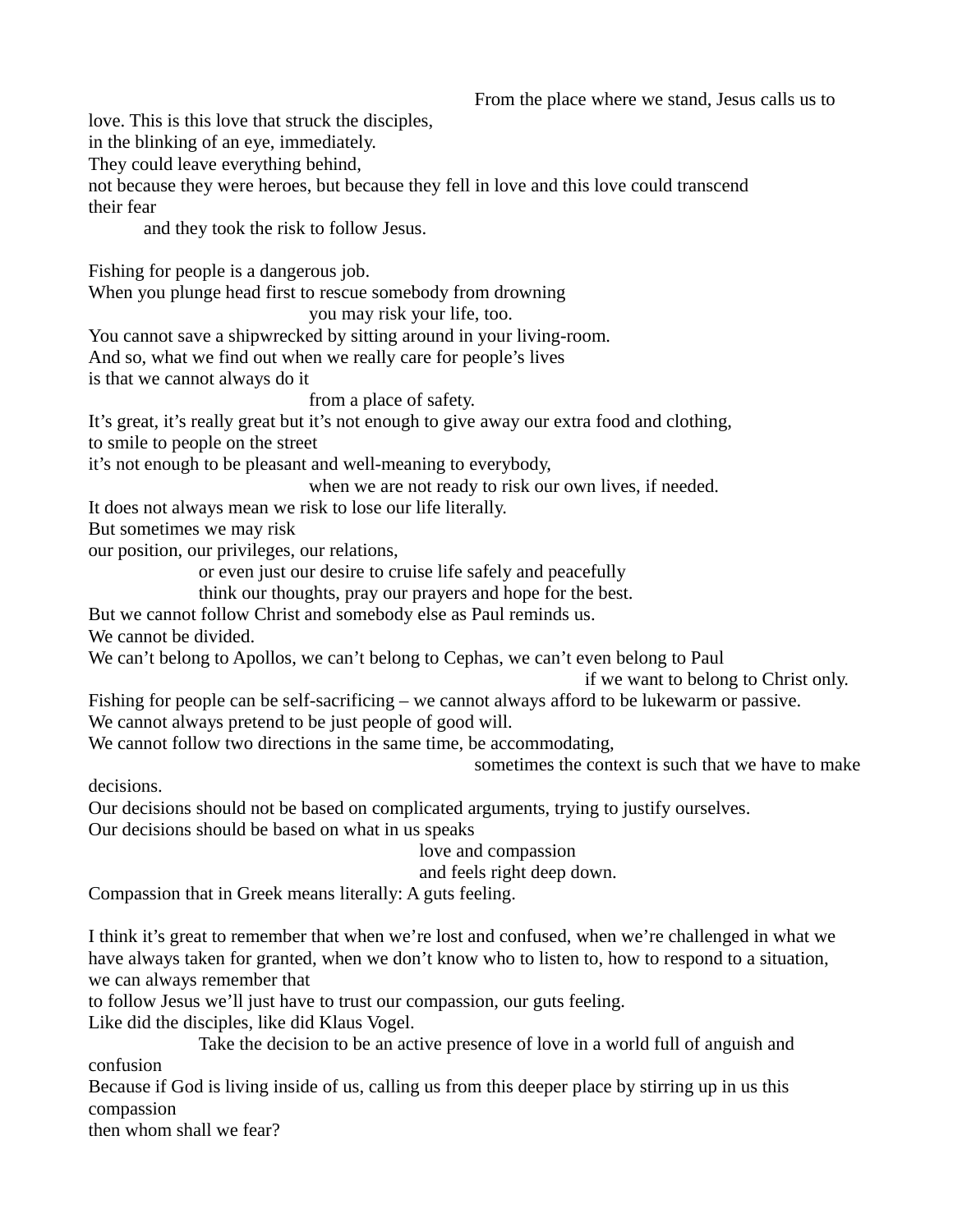From the place where we stand, Jesus calls us to love. This is this love that struck the disciples,
in the blinking of an eye, immediately.
They could leave everything behind,
not because they were heroes, but because they fell in love and this love could transcend their fear
and they took the risk to follow Jesus.

Fishing for people is a dangerous job.
When you plunge head first to rescue somebody from drowning
you may risk your life, too.
You cannot save a shipwrecked by sitting around in your living-room.
And so, what we find out when we really care for people's lives
is that we cannot always do it
from a place of safety.
It's great, it's really great but it's not enough to give away our extra food and clothing,
to smile to people on the street
it's not enough to be pleasant and well-meaning to everybody,
when we are not ready to risk our own lives, if needed.
It does not always mean we risk to lose our life literally.
But sometimes we may risk
our position, our privileges, our relations,
or even just our desire to cruise life safely and peacefully
think our thoughts, pray our prayers and hope for the best.
But we cannot follow Christ and somebody else as Paul reminds us.
We cannot be divided.
We can't belong to Apollos, we can't belong to Cephas, we can't even belong to Paul
if we want to belong to Christ only.
Fishing for people can be self-sacrificing – we cannot always afford to be lukewarm or passive.
We cannot always pretend to be just people of good will.
We cannot follow two directions in the same time, be accommodating,
sometimes the context is such that we have to make decisions.
Our decisions should not be based on complicated arguments, trying to justify ourselves.
Our decisions should be based on what in us speaks
love and compassion
and feels right deep down.
Compassion that in Greek means literally: A guts feeling.

I think it's great to remember that when we're lost and confused, when we're challenged in what we have always taken for granted, when we don't know who to listen to, how to respond to a situation, we can always remember that
to follow Jesus we'll just have to trust our compassion, our guts feeling.
Like did the disciples, like did Klaus Vogel.
Take the decision to be an active presence of love in a world full of anguish and confusion
Because if God is living inside of us, calling us from this deeper place by stirring up in us this compassion
then whom shall we fear?